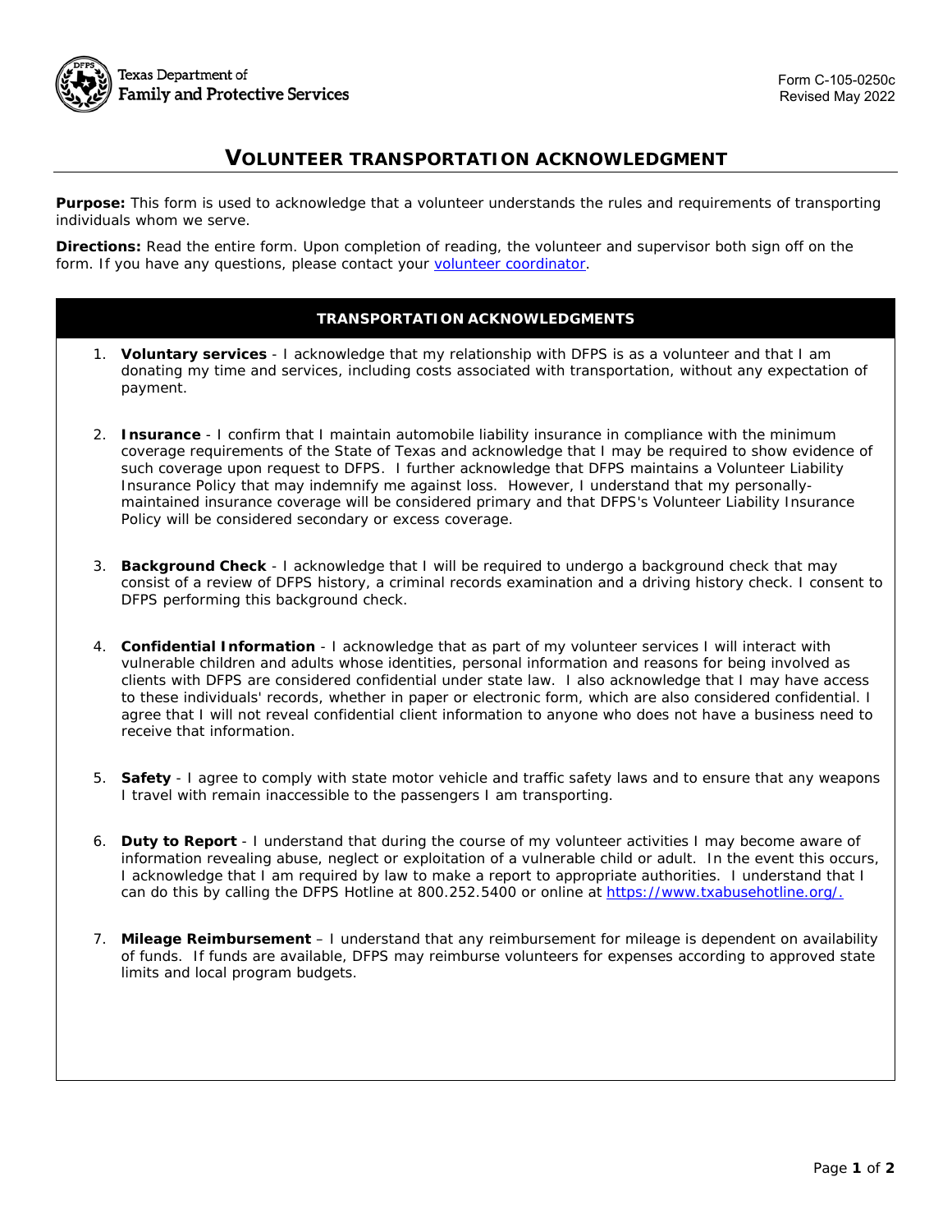Texas Department of Family and Protective Services

Form C-105-0250c
Revised May 2022

# VOLUNTEER TRANSPORTATION ACKNOWLEDGMENT

**Purpose:** This form is used to acknowledge that a volunteer understands the rules and requirements of transporting individuals whom we serve.

**Directions:** Read the entire form. Upon completion of reading, the volunteer and supervisor both sign off on the form. If you have any questions, please contact your volunteer coordinator.

## TRANSPORTATION ACKNOWLEDGMENTS

1. **Voluntary services** - I acknowledge that my relationship with DFPS is as a volunteer and that I am donating my time and services, including costs associated with transportation, without any expectation of payment.

2. **Insurance** - I confirm that I maintain automobile liability insurance in compliance with the minimum coverage requirements of the State of Texas and acknowledge that I may be required to show evidence of such coverage upon request to DFPS. I further acknowledge that DFPS maintains a Volunteer Liability Insurance Policy that may indemnify me against loss. However, I understand that my personally-maintained insurance coverage will be considered primary and that DFPS's Volunteer Liability Insurance Policy will be considered secondary or excess coverage.

3. **Background Check** - I acknowledge that I will be required to undergo a background check that may consist of a review of DFPS history, a criminal records examination and a driving history check. I consent to DFPS performing this background check.

4. **Confidential Information** - I acknowledge that as part of my volunteer services I will interact with vulnerable children and adults whose identities, personal information and reasons for being involved as clients with DFPS are considered confidential under state law. I also acknowledge that I may have access to these individuals' records, whether in paper or electronic form, which are also considered confidential. I agree that I will not reveal confidential client information to anyone who does not have a business need to receive that information.

5. **Safety** - I agree to comply with state motor vehicle and traffic safety laws and to ensure that any weapons I travel with remain inaccessible to the passengers I am transporting.

6. **Duty to Report** - I understand that during the course of my volunteer activities I may become aware of information revealing abuse, neglect or exploitation of a vulnerable child or adult. In the event this occurs, I acknowledge that I am required by law to make a report to appropriate authorities. I understand that I can do this by calling the DFPS Hotline at 800.252.5400 or online at https://www.txabusehotline.org/.

7. **Mileage Reimbursement** – I understand that any reimbursement for mileage is dependent on availability of funds. If funds are available, DFPS may reimburse volunteers for expenses according to approved state limits and local program budgets.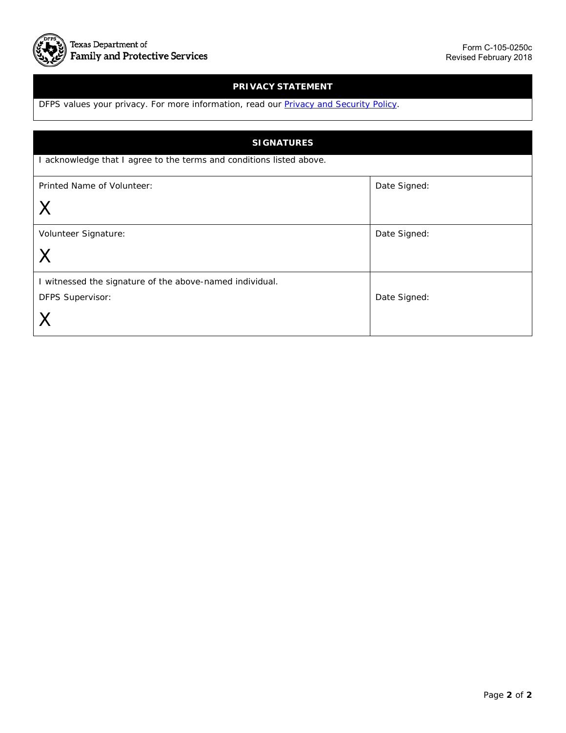Texas Department of Family and Protective Services

Form C-105-0250c
Revised February 2018

## PRIVACY STATEMENT

DFPS values your privacy. For more information, read our [Privacy and Security Policy](#).

## SIGNATURES

I acknowledge that I agree to the terms and conditions listed above.

| | |
|---|---|
| Printed Name of Volunteer:<br><br>X | Date Signed: |
| Volunteer Signature:<br><br>X | Date Signed: |
| I witnessed the signature of the above-named individual.<br>DFPS Supervisor:<br><br>X | Date Signed: |